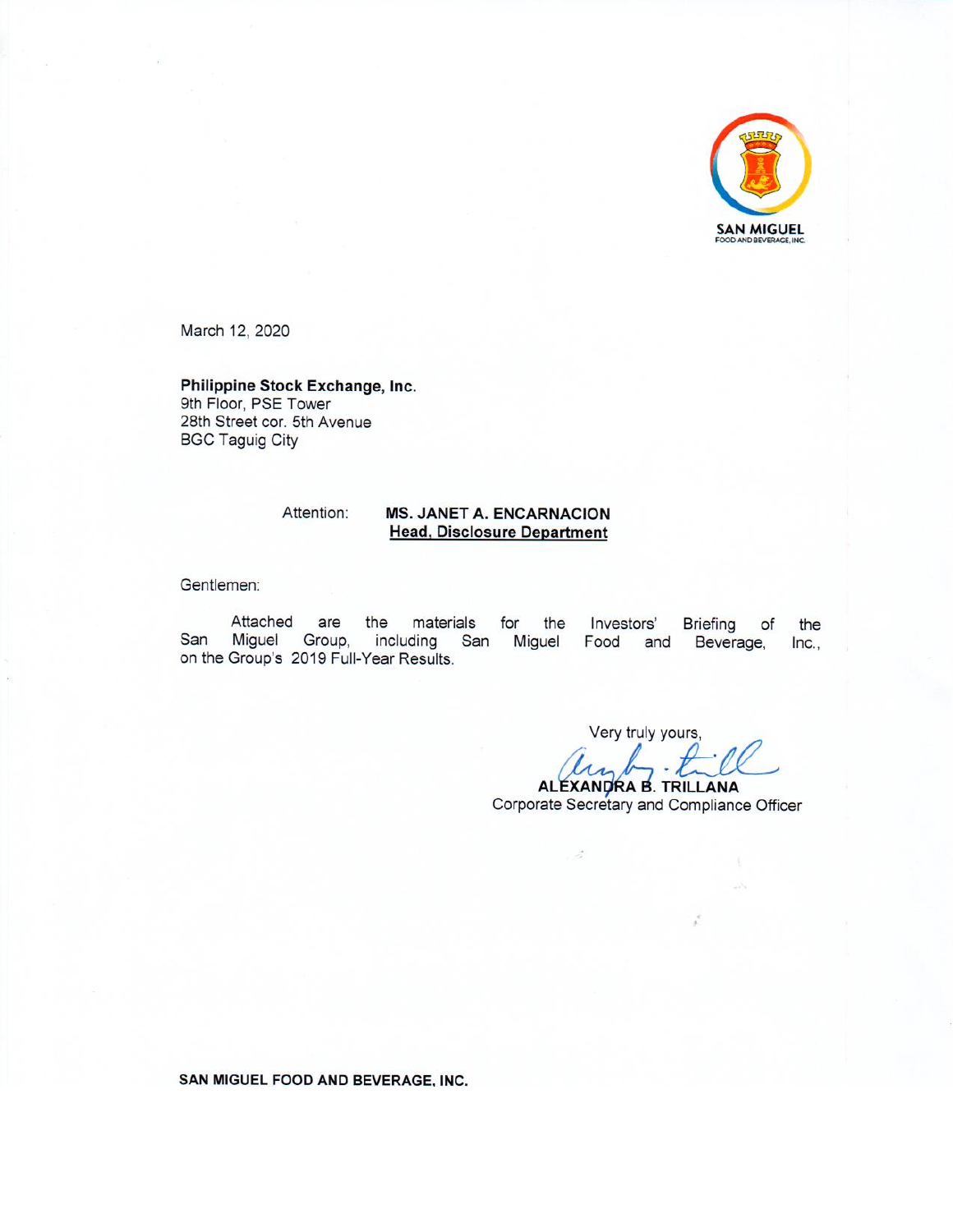SAN MIGUEL
FOOD AND BEVERAGE, INC.

March 12, 2020

**Philippine Stock Exchange, Inc.**
9th Floor, PSE Tower
28th Street cor. 5th Avenue
BGC Taguig City

Attention: **MS. JANET A. ENCARNACION**
**Head, Disclosure Department**

Gentlemen:

Attached are the materials for the Investors' Briefing of the San Miguel Group, including San Miguel Food and Beverage, Inc., on the Group's 2019 Full-Year Results.

Very truly yours,

**ALEXANDRA B. TRILLANA**
Corporate Secretary and Compliance Officer

**SAN MIGUEL FOOD AND BEVERAGE, INC.**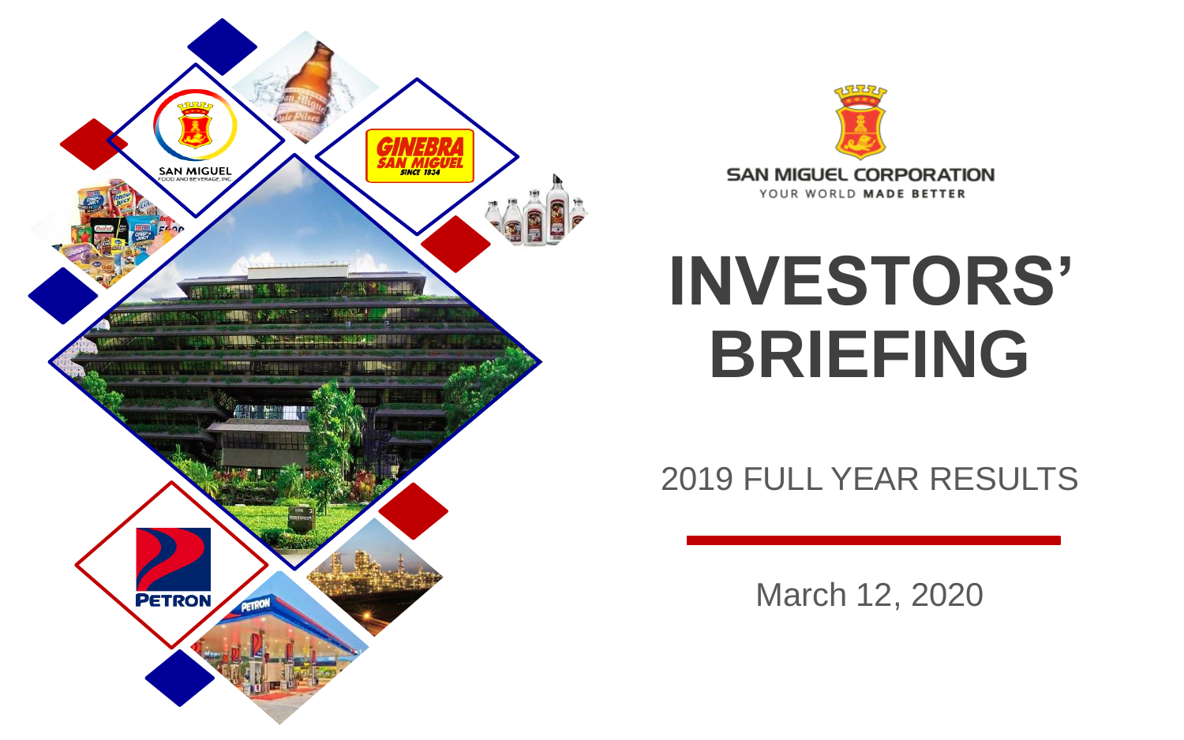SAN MIGUEL CORPORATION

YOUR WORLD MADE BETTER

# INVESTORS' BRIEFING

2019 FULL YEAR RESULTS

March 12, 2020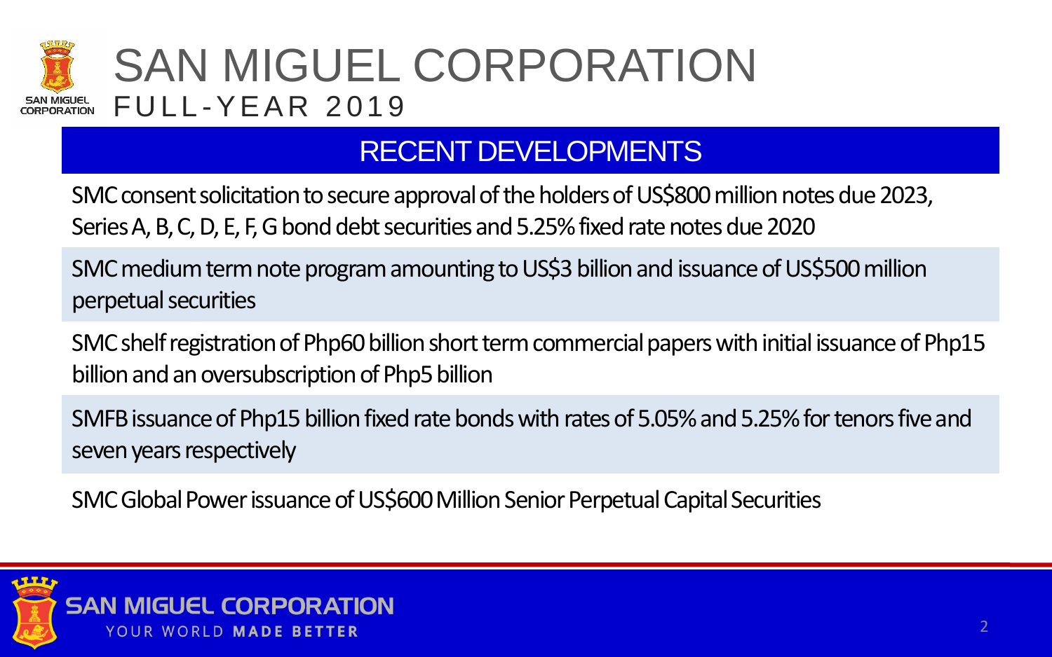# SAN MIGUEL CORPORATION

## FULL-YEAR 2019

## RECENT DEVELOPMENTS

SMC consent solicitation to secure approval of the holders of US$800 million notes due 2023, Series A, B, C, D, E, F, G bond debt securities and 5.25% fixed rate notes due 2020

SMC medium term note program amounting to US$3 billion and issuance of US$500 million perpetual securities

SMC shelf registration of Php60 billion short term commercial papers with initial issuance of Php15 billion and an oversubscription of Php5 billion

SMFB issuance of Php15 billion fixed rate bonds with rates of 5.05% and 5.25% for tenors five and seven years respectively

SMC Global Power issuance of US$600 Million Senior Perpetual Capital Securities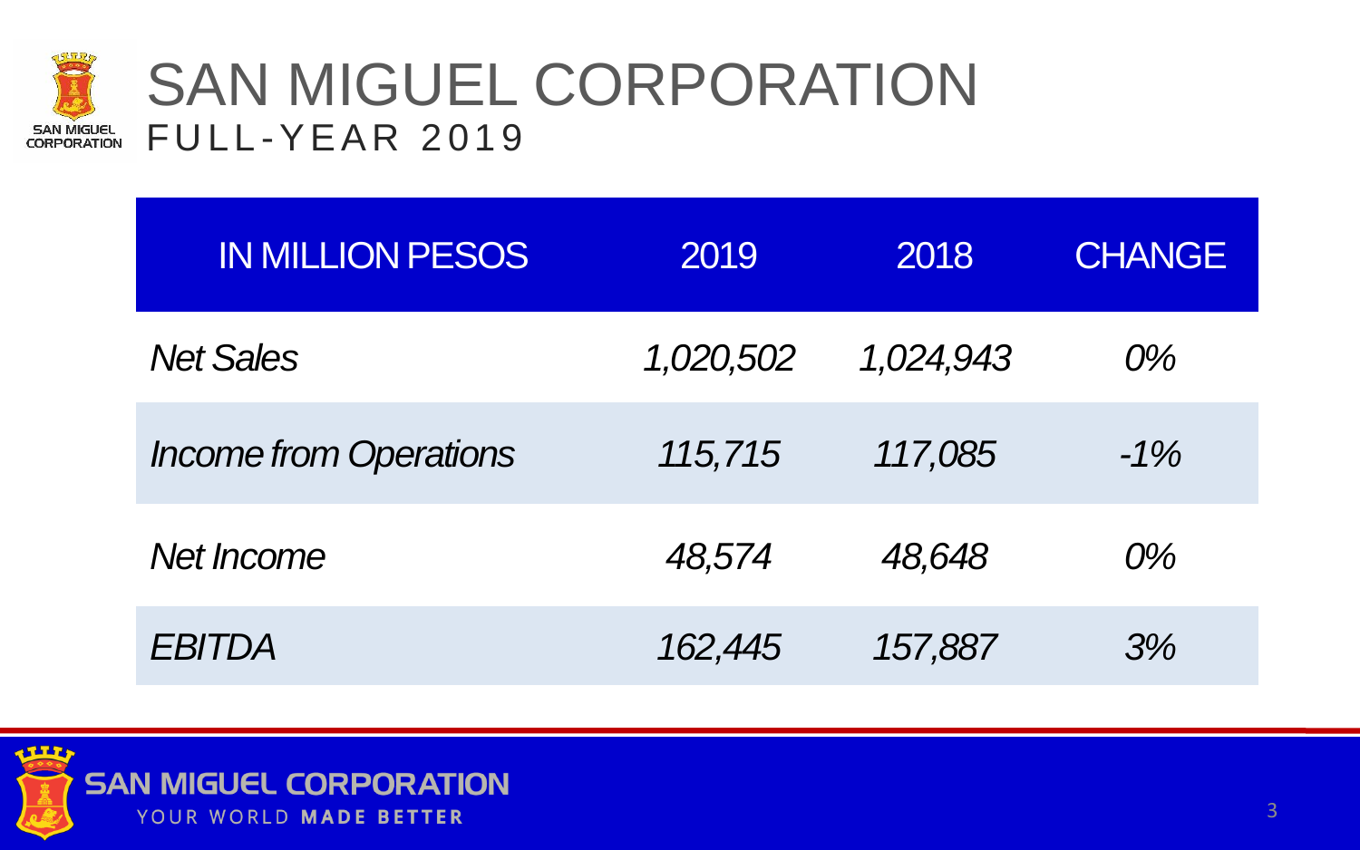# SAN MIGUEL CORPORATION

## FULL-YEAR 2019

| IN MILLION PESOS | 2019 | 2018 | CHANGE |
|---|---|---|---|
| *Net Sales* | *1,020,502* | *1,024,943* | *0%* |
| *Income from Operations* | *115,715* | *117,085* | *-1%* |
| *Net Income* | *48,574* | *48,648* | *0%* |
| *EBITDA* | *162,445* | *157,887* | *3%* |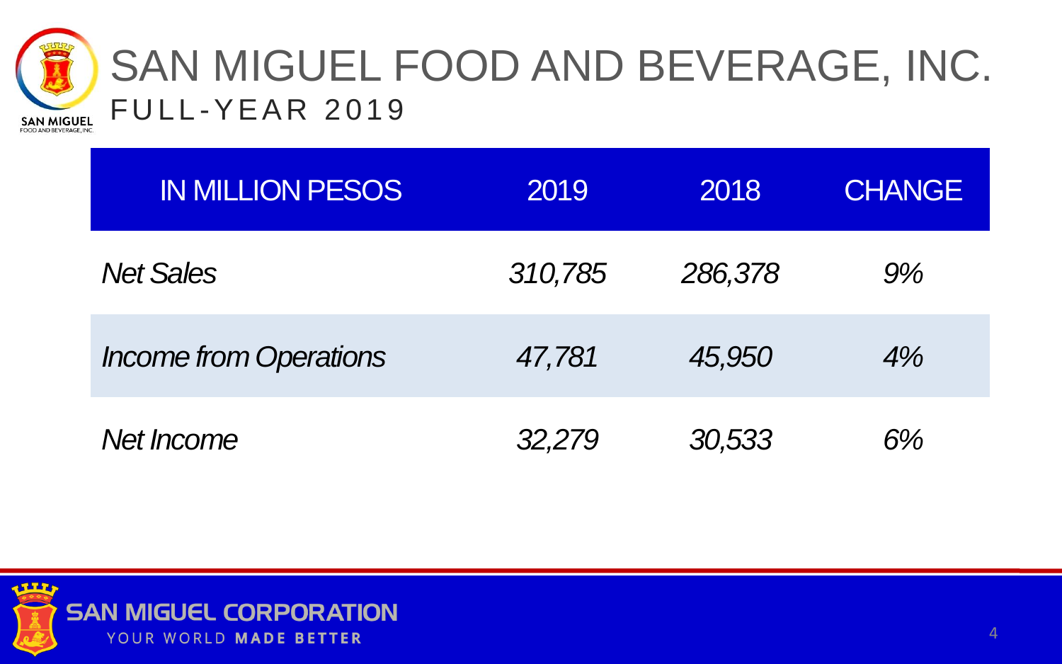# SAN MIGUEL FOOD AND BEVERAGE, INC.

## FULL-YEAR 2019

| IN MILLION PESOS | 2019 | 2018 | CHANGE |
|---|---|---|---|
| *Net Sales* | *310,785* | *286,378* | *9%* |
| *Income from Operations* | *47,781* | *45,950* | *4%* |
| *Net Income* | *32,279* | *30,533* | *6%* |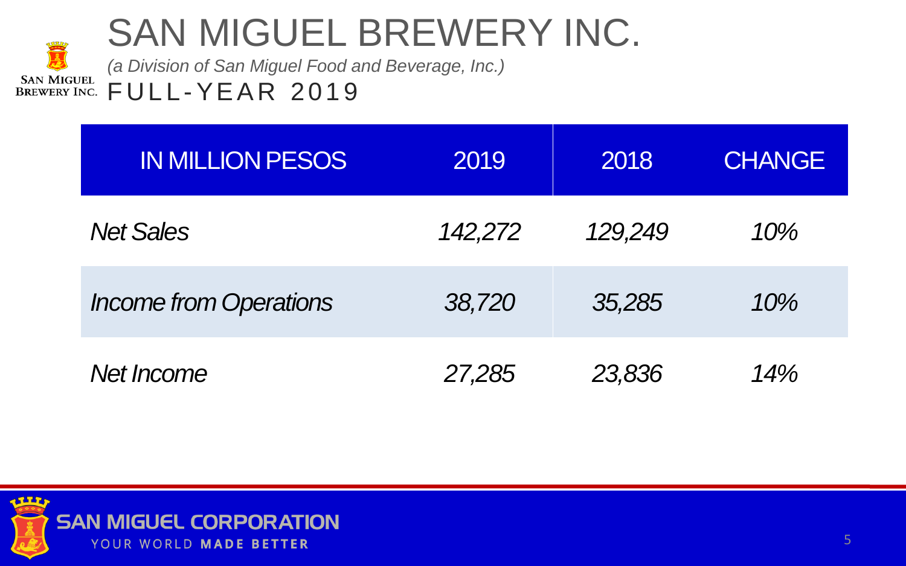# SAN MIGUEL BREWERY INC.

*(a Division of San Miguel Food and Beverage, Inc.)*

## FULL-YEAR 2019

| IN MILLION PESOS | 2019 | 2018 | CHANGE |
|---|---|---|---|
| *Net Sales* | *142,272* | *129,249* | *10%* |
| *Income from Operations* | *38,720* | *35,285* | *10%* |
| *Net Income* | *27,285* | *23,836* | *14%* |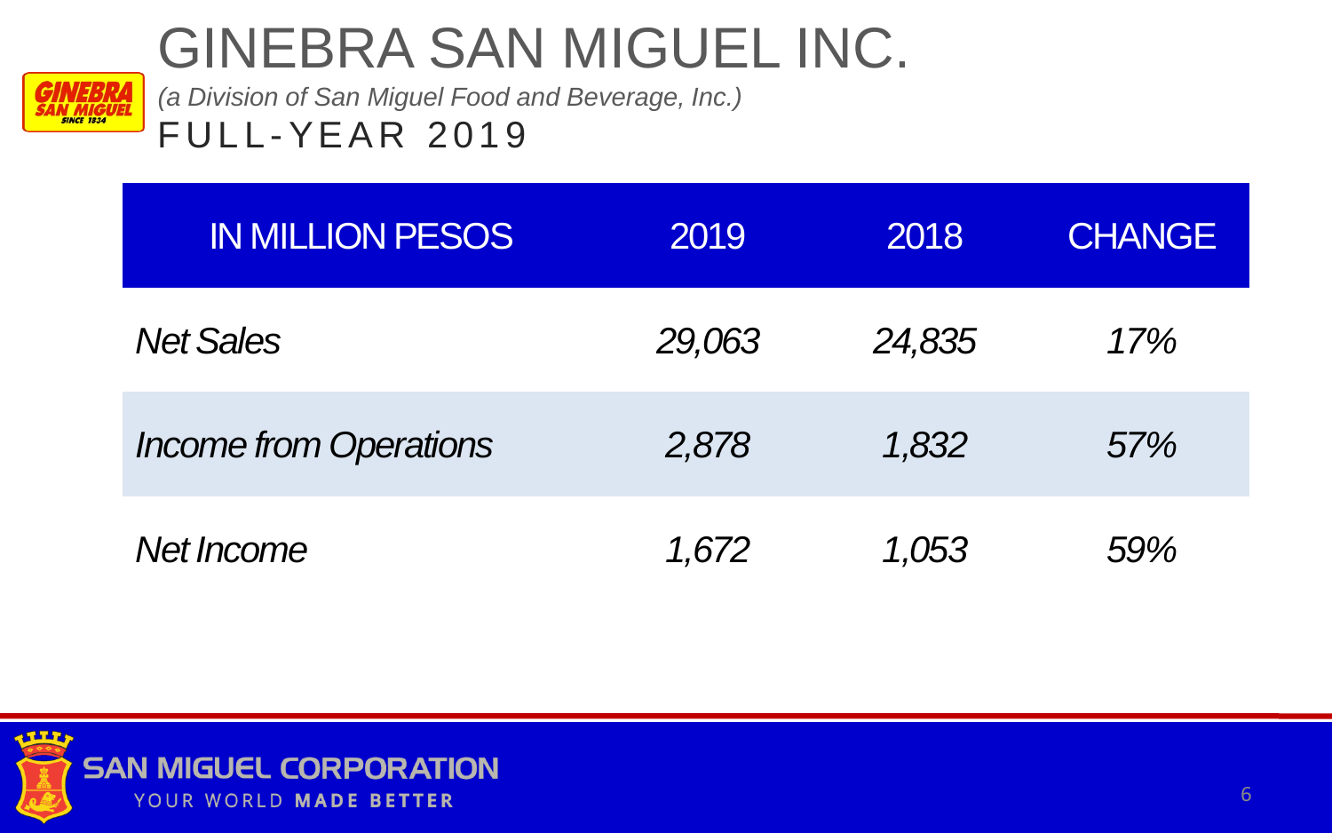# GINEBRA SAN MIGUEL INC.

*(a Division of San Miguel Food and Beverage, Inc.)*

FULL-YEAR 2019

| IN MILLION PESOS | 2019 | 2018 | CHANGE |
|---|---|---|---|
| *Net Sales* | *29,063* | *24,835* | *17%* |
| *Income from Operations* | *2,878* | *1,832* | *57%* |
| *Net Income* | *1,672* | *1,053* | *59%* |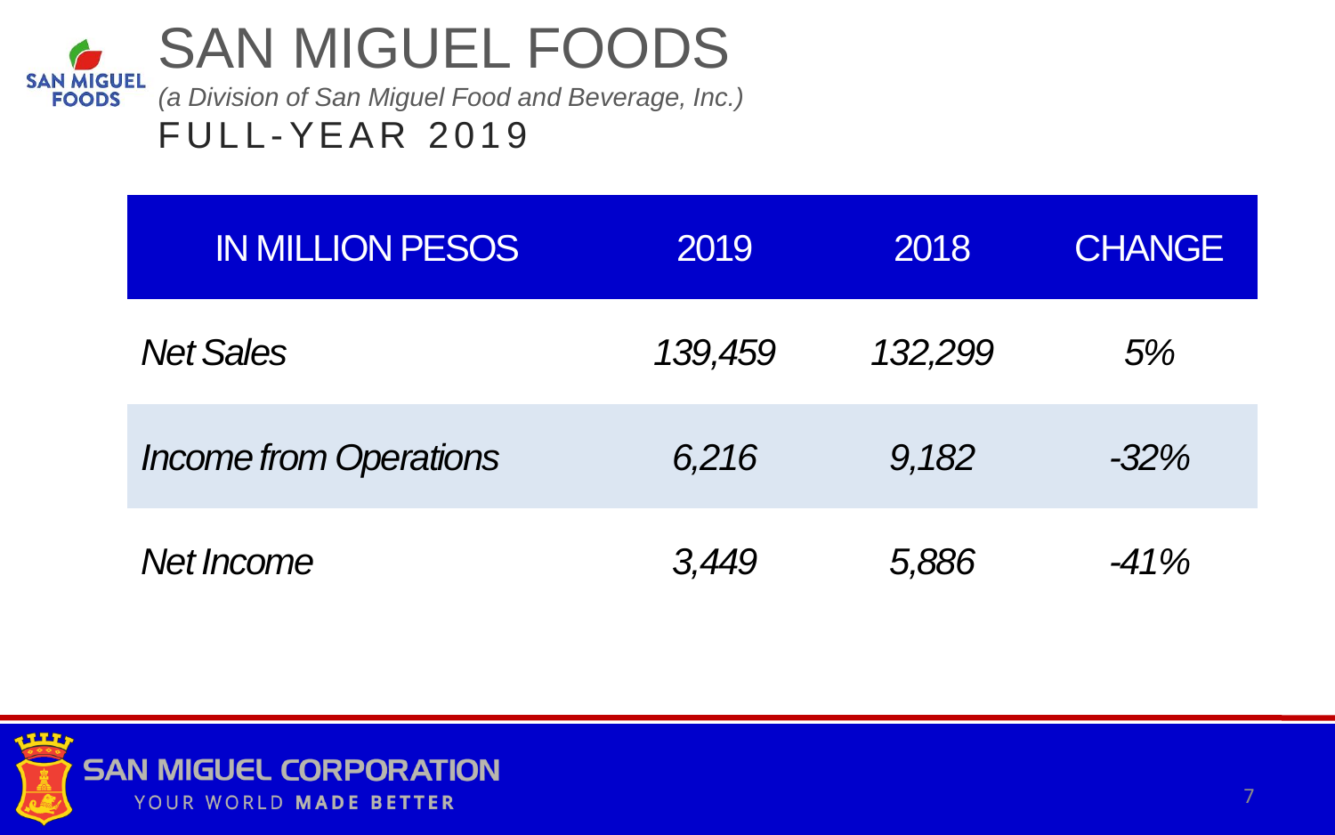# SAN MIGUEL FOODS

*(a Division of San Miguel Food and Beverage, Inc.)*

FULL-YEAR 2019

| IN MILLION PESOS | 2019 | 2018 | CHANGE |
|---|---|---|---|
| *Net Sales* | *139,459* | *132,299* | *5%* |
| *Income from Operations* | *6,216* | *9,182* | *-32%* |
| *Net Income* | *3,449* | *5,886* | *-41%* |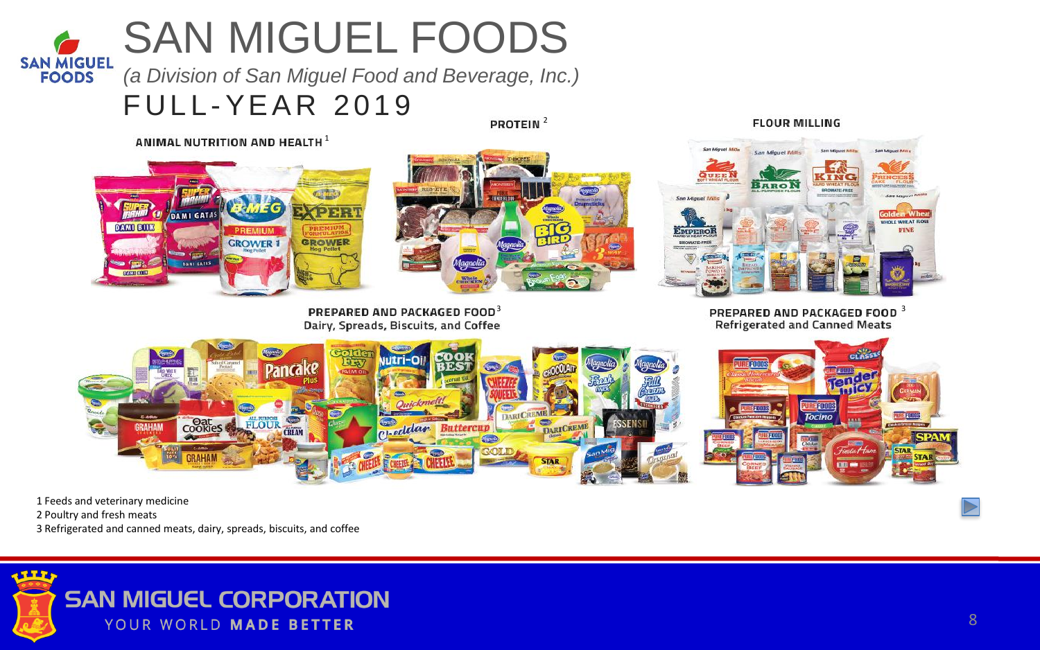# SAN MIGUEL FOODS

*(a Division of San Miguel Food and Beverage, Inc.)*

## FULL-YEAR 2019

**ANIMAL NUTRITION AND HEALTH** [1]

**PROTEIN** [2]

**FLOUR MILLING**

**PREPARED AND PACKAGED FOOD** [3]
Dairy, Spreads, Biscuits, and Coffee

**PREPARED AND PACKAGED FOOD** [3]
Refrigerated and Canned Meats

1 Feeds and veterinary medicine
2 Poultry and fresh meats
3 Refrigerated and canned meats, dairy, spreads, biscuits, and coffee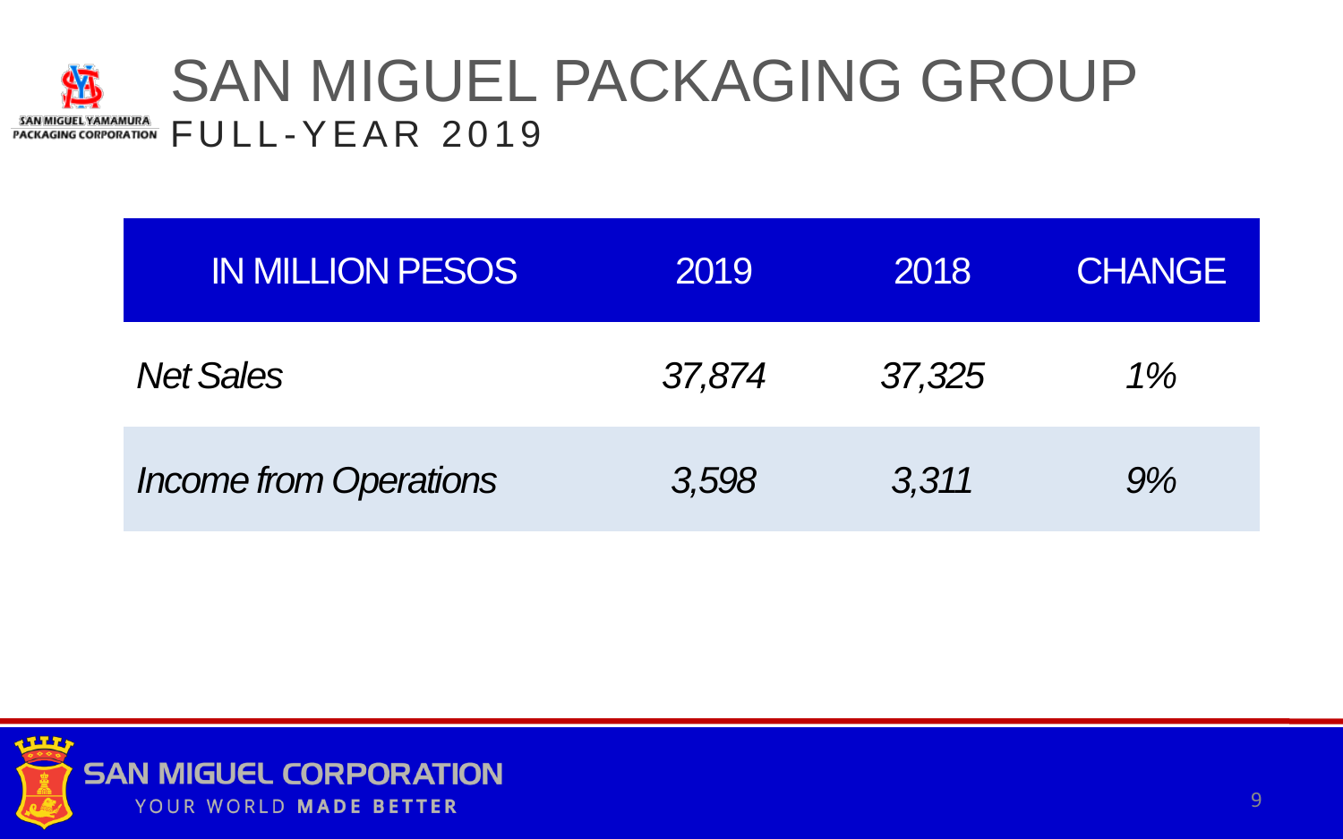# SAN MIGUEL PACKAGING GROUP

## FULL-YEAR 2019

| IN MILLION PESOS | 2019 | 2018 | CHANGE |
|---|---|---|---|
| *Net Sales* | *37,874* | *37,325* | *1%* |
| *Income from Operations* | *3,598* | *3,311* | *9%* |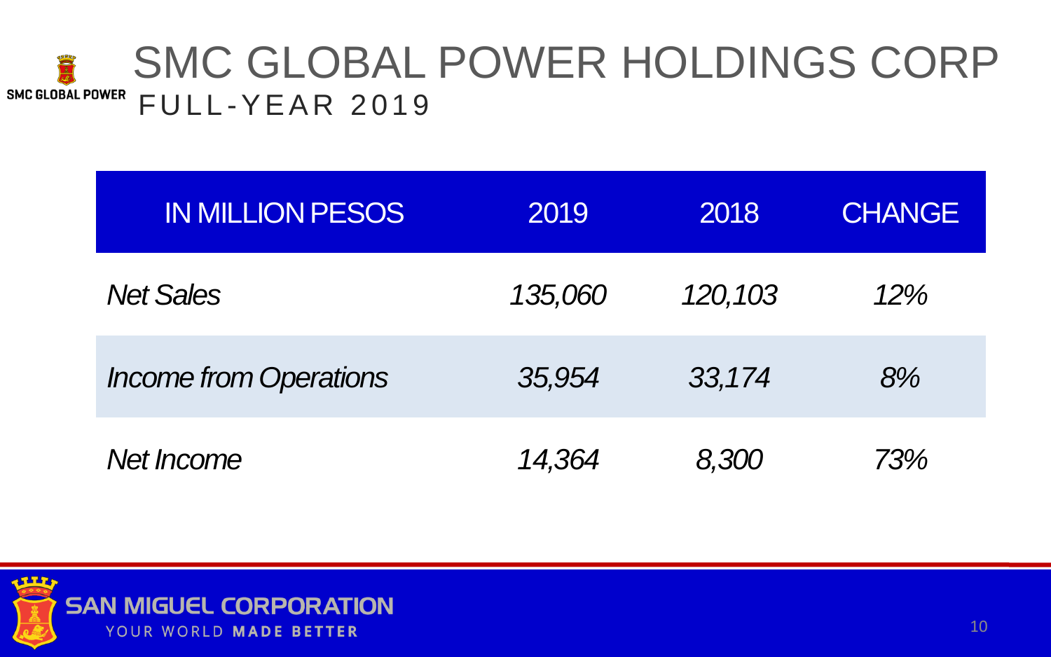# SMC GLOBAL POWER HOLDINGS CORP

## FULL-YEAR 2019

| IN MILLION PESOS | 2019 | 2018 | CHANGE |
| --- | --- | --- | --- |
| *Net Sales* | *135,060* | *120,103* | *12%* |
| *Income from Operations* | *35,954* | *33,174* | *8%* |
| *Net Income* | *14,364* | *8,300* | *73%* |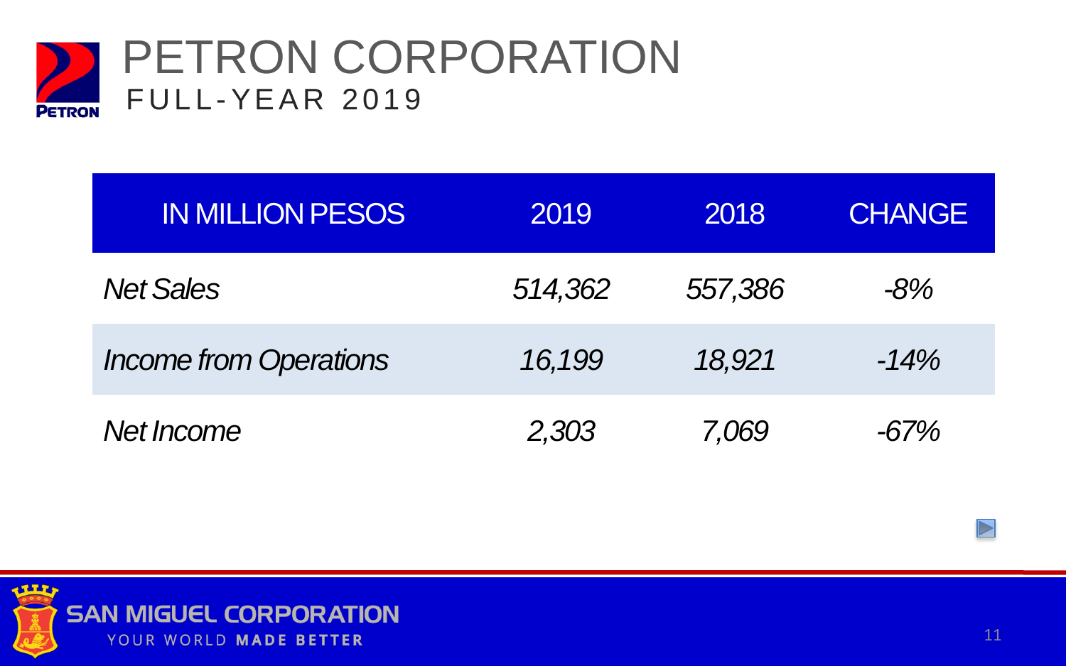# PETRON CORPORATION

## FULL-YEAR 2019

| IN MILLION PESOS | 2019 | 2018 | CHANGE |
|---|---|---|---|
| *Net Sales* | *514,362* | *557,386* | *-8%* |
| *Income from Operations* | *16,199* | *18,921* | *-14%* |
| *Net Income* | *2,303* | *7,069* | *-67%* |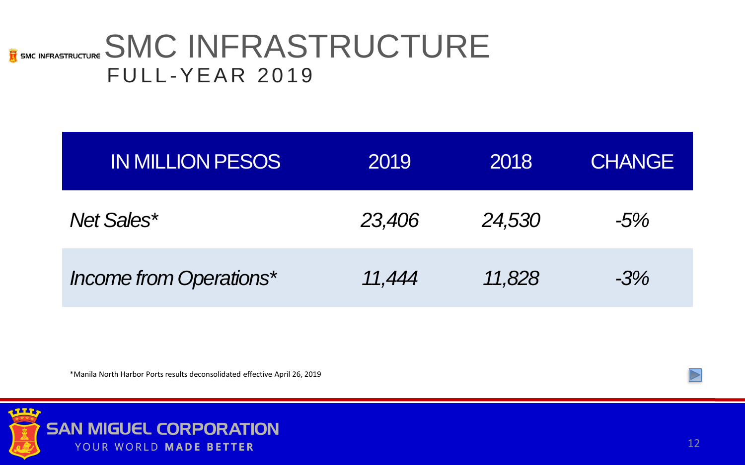# SMC INFRASTRUCTURE

## FULL-YEAR 2019

| IN MILLION PESOS | 2019 | 2018 | CHANGE |
|---|---|---|---|
| *Net Sales** | *23,406* | *24,530* | *-5%* |
| *Income from Operations** | *11,444* | *11,828* | *-3%* |

*Manila North Harbor Ports results deconsolidated effective April 26, 2019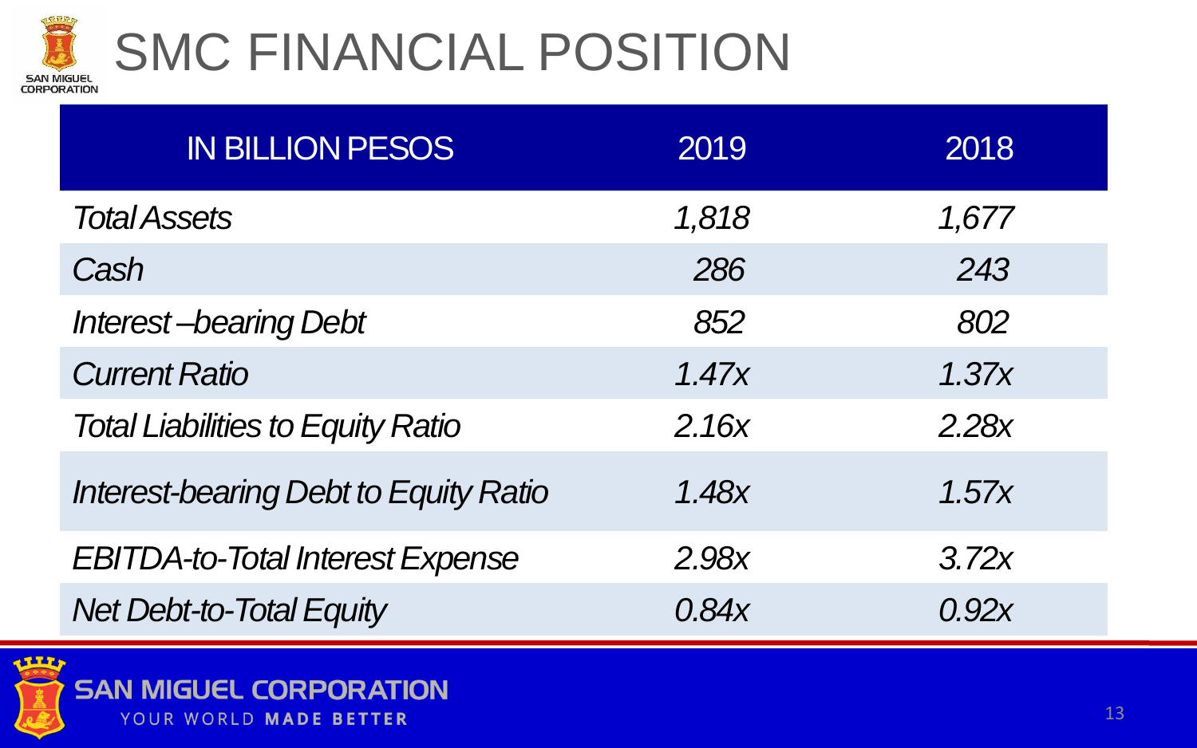# SMC FINANCIAL POSITION

| IN BILLION PESOS | 2019 | 2018 |
|---|---|---|
| *Total Assets* | *1,818* | *1,677* |
| *Cash* | *286* | *243* |
| *Interest –bearing Debt* | *852* | *802* |
| *Current Ratio* | *1.47x* | *1.37x* |
| *Total Liabilities to Equity Ratio* | *2.16x* | *2.28x* |
| *Interest-bearing Debt to Equity Ratio* | *1.48x* | *1.57x* |
| *EBITDA-to-Total Interest Expense* | *2.98x* | *3.72x* |
| *Net Debt-to-Total Equity* | *0.84x* | *0.92x* |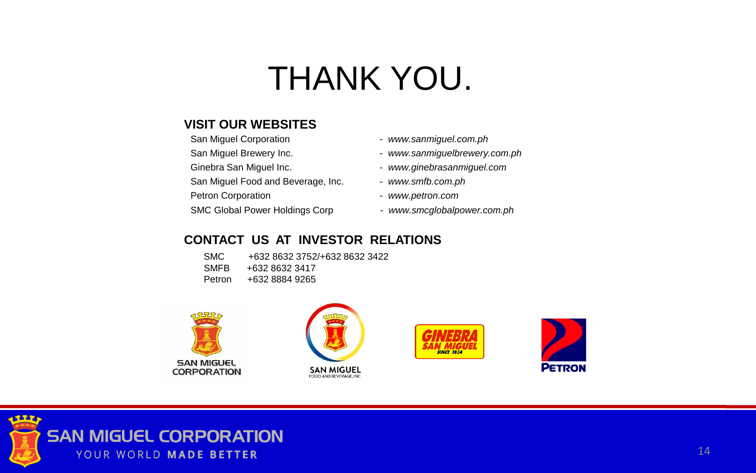# THANK YOU.

## VISIT OUR WEBSITES

San Miguel Corporation - *www.sanmiguel.com.ph*
San Miguel Brewery Inc. - *www.sanmiguelbrewery.com.ph*
Ginebra San Miguel Inc. - *www.ginebrasanmiguel.com*
San Miguel Food and Beverage, Inc. - *www.smfb.com.ph*
Petron Corporation - *www.petron.com*
SMC Global Power Holdings Corp - *www.smcglobalpower.com.ph*

## CONTACT US AT INVESTOR RELATIONS

SMC +632 8632 3752/+632 8632 3422
SMFB +632 8632 3417
Petron +632 8884 9265